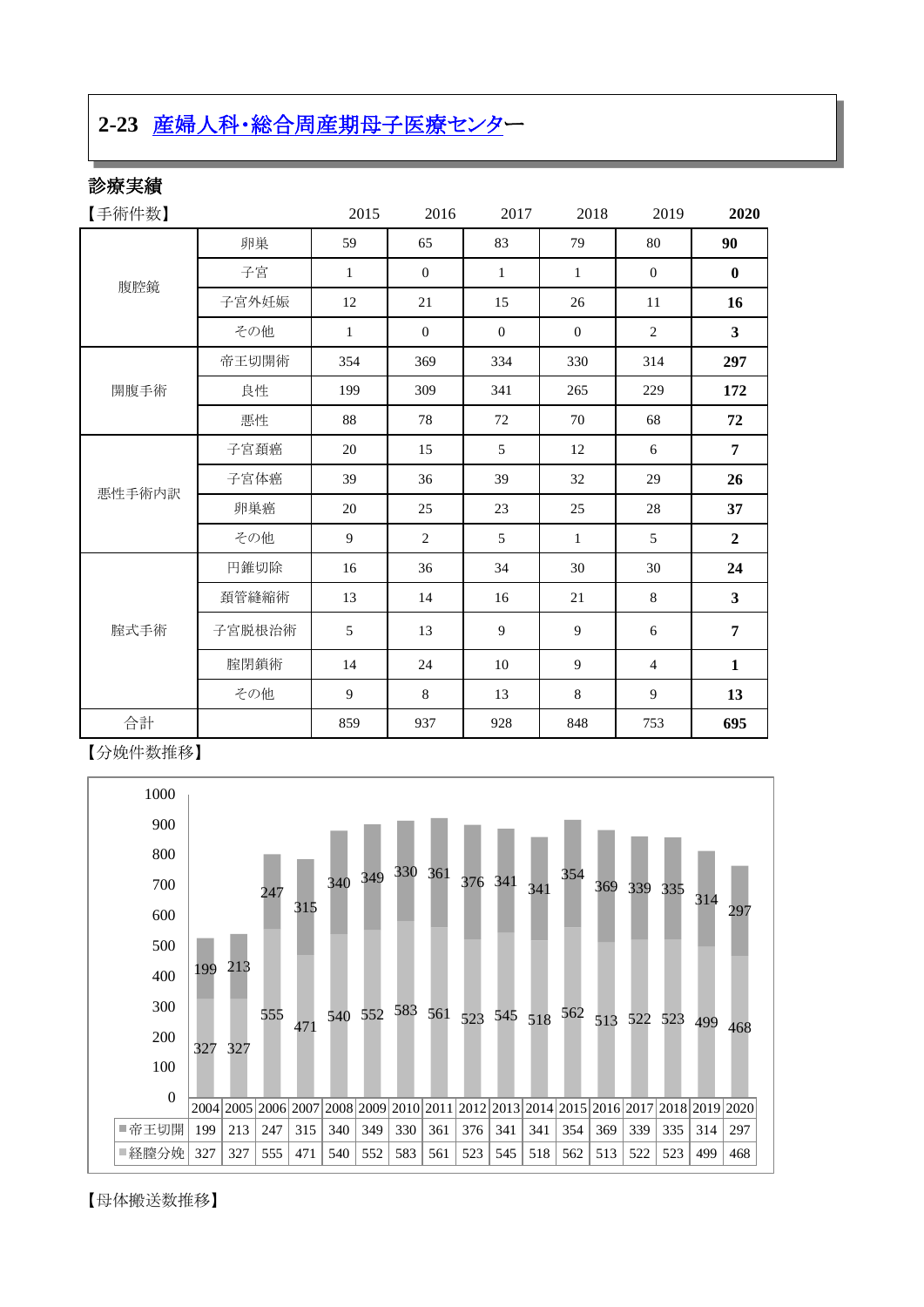## 2-23 産婦人科・総合周産期母子医療センター

### 診療実績

【手術件数】

| | | 2015 | 2016 | 2017 | 2018 | 2019 | **2020** |
|---|---|---|---|---|---|---|---|
| 腹腔鏡 | 卵巣 | 59 | 65 | 83 | 79 | 80 | **90** |
| | 子宮 | 1 | 0 | 1 | 1 | 0 | **0** |
| | 子宮外妊娠 | 12 | 21 | 15 | 26 | 11 | **16** |
| | その他 | 1 | 0 | 0 | 0 | 2 | **3** |
| 開腹手術 | 帝王切開術 | 354 | 369 | 334 | 330 | 314 | **297** |
| | 良性 | 199 | 309 | 341 | 265 | 229 | **172** |
| | 悪性 | 88 | 78 | 72 | 70 | 68 | **72** |
| 悪性手術内訳 | 子宮頸癌 | 20 | 15 | 5 | 12 | 6 | **7** |
| | 子宮体癌 | 39 | 36 | 39 | 32 | 29 | **26** |
| | 卵巣癌 | 20 | 25 | 23 | 25 | 28 | **37** |
| | その他 | 9 | 2 | 5 | 1 | 5 | **2** |
| 腟式手術 | 円錐切除 | 16 | 36 | 34 | 30 | 30 | **24** |
| | 頚管縫縮術 | 13 | 14 | 16 | 21 | 8 | **3** |
| | 子宮脱根治術 | 5 | 13 | 9 | 9 | 6 | **7** |
| | 腟閉鎖術 | 14 | 24 | 10 | 9 | 4 | **1** |
| | その他 | 9 | 8 | 13 | 8 | 9 | **13** |
| 合計 | | 859 | 937 | 928 | 848 | 753 | **695** |

【分娩件数推移】

| | 2004 | 2005 | 2006 | 2007 | 2008 | 2009 | 2010 | 2011 | 2012 | 2013 | 2014 | 2015 | 2016 | 2017 | 2018 | 2019 | 2020 |
|---|---|---|---|---|---|---|---|---|---|---|---|---|---|---|---|---|---|
| 帝王切開 | 199 | 213 | 247 | 315 | 340 | 349 | 330 | 361 | 376 | 341 | 341 | 354 | 369 | 339 | 335 | 314 | 297 |
| 経腟分娩 | 327 | 327 | 555 | 471 | 540 | 552 | 583 | 561 | 523 | 545 | 518 | 562 | 513 | 522 | 523 | 499 | 468 |

【母体搬送数推移】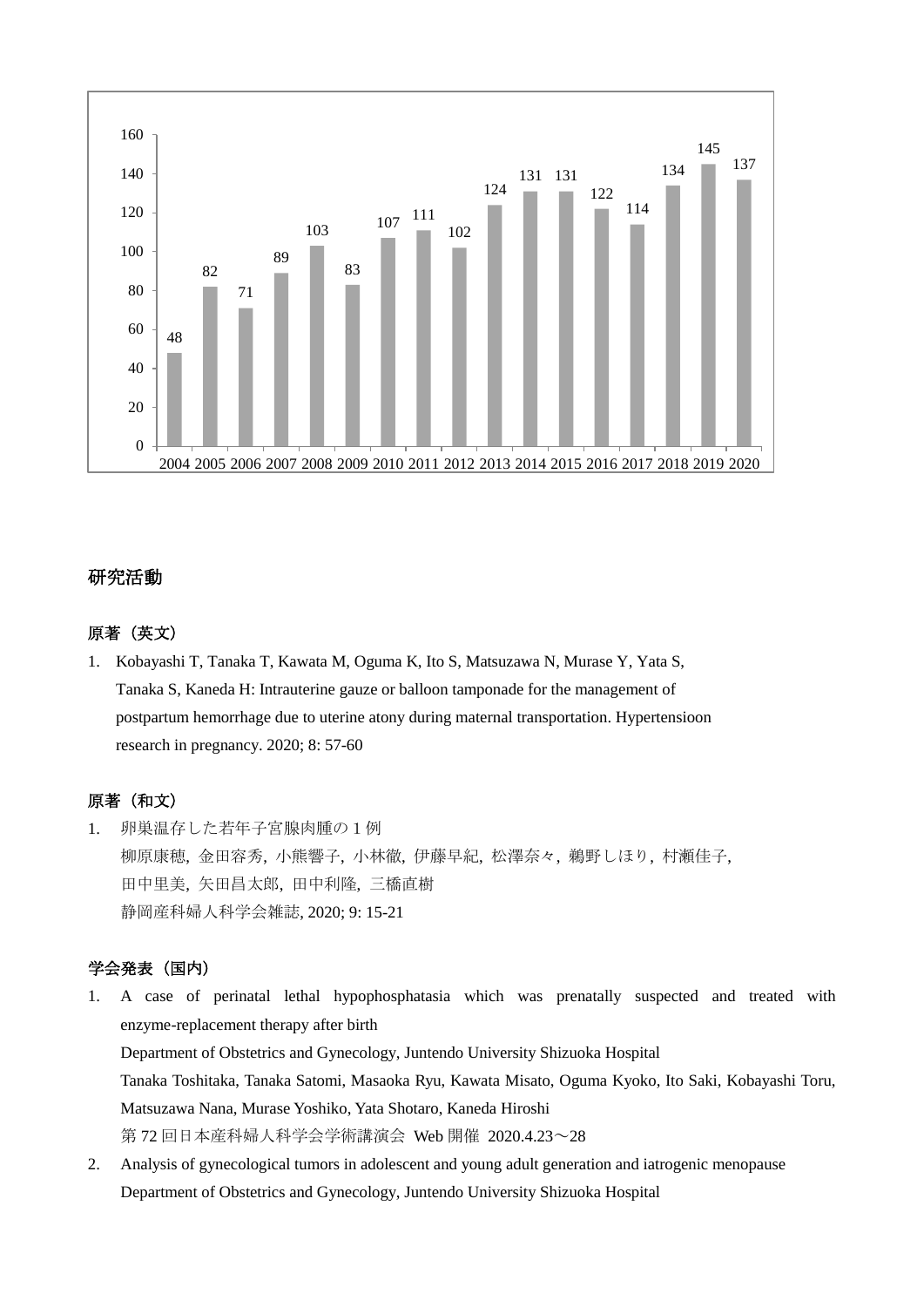| 2004 | 2005 | 2006 | 2007 | 2008 | 2009 | 2010 | 2011 | 2012 | 2013 | 2014 | 2015 | 2016 | 2017 | 2018 | 2019 | 2020 |
|---|---|---|---|---|---|---|---|---|---|---|---|---|---|---|---|---|
| 48 | 82 | 71 | 89 | 103 | 83 | 107 | 111 | 102 | 124 | 131 | 131 | 122 | 114 | 134 | 145 | 137 |

## 研究活動

### 原著（英文）

1. Kobayashi T, Tanaka T, Kawata M, Oguma K, Ito S, Matsuzawa N, Murase Y, Yata S, Tanaka S, Kaneda H: Intrauterine gauze or balloon tamponade for the management of postpartum hemorrhage due to uterine atony during maternal transportation. Hypertensioon research in pregnancy. 2020; 8: 57-60

### 原著（和文）

1. 卵巣温存した若年子宮腺肉腫の 1 例
   柳原康穂, 金田容秀, 小熊響子, 小林徹, 伊藤早紀, 松澤奈々, 鵜野しほり, 村瀬佳子,
   田中里美, 矢田昌太郎, 田中利隆, 三橋直樹
   静岡産科婦人科学会雑誌, 2020; 9: 15-21

### 学会発表（国内）

1. A case of perinatal lethal hypophosphatasia which was prenatally suspected and treated with enzyme-replacement therapy after birth
   Department of Obstetrics and Gynecology, Juntendo University Shizuoka Hospital
   Tanaka Toshitaka, Tanaka Satomi, Masaoka Ryu, Kawata Misato, Oguma Kyoko, Ito Saki, Kobayashi Toru, Matsuzawa Nana, Murase Yoshiko, Yata Shotaro, Kaneda Hiroshi
   第 72 回日本産科婦人科学会学術講演会 Web 開催 2020.4.23～28
2. Analysis of gynecological tumors in adolescent and young adult generation and iatrogenic menopause
   Department of Obstetrics and Gynecology, Juntendo University Shizuoka Hospital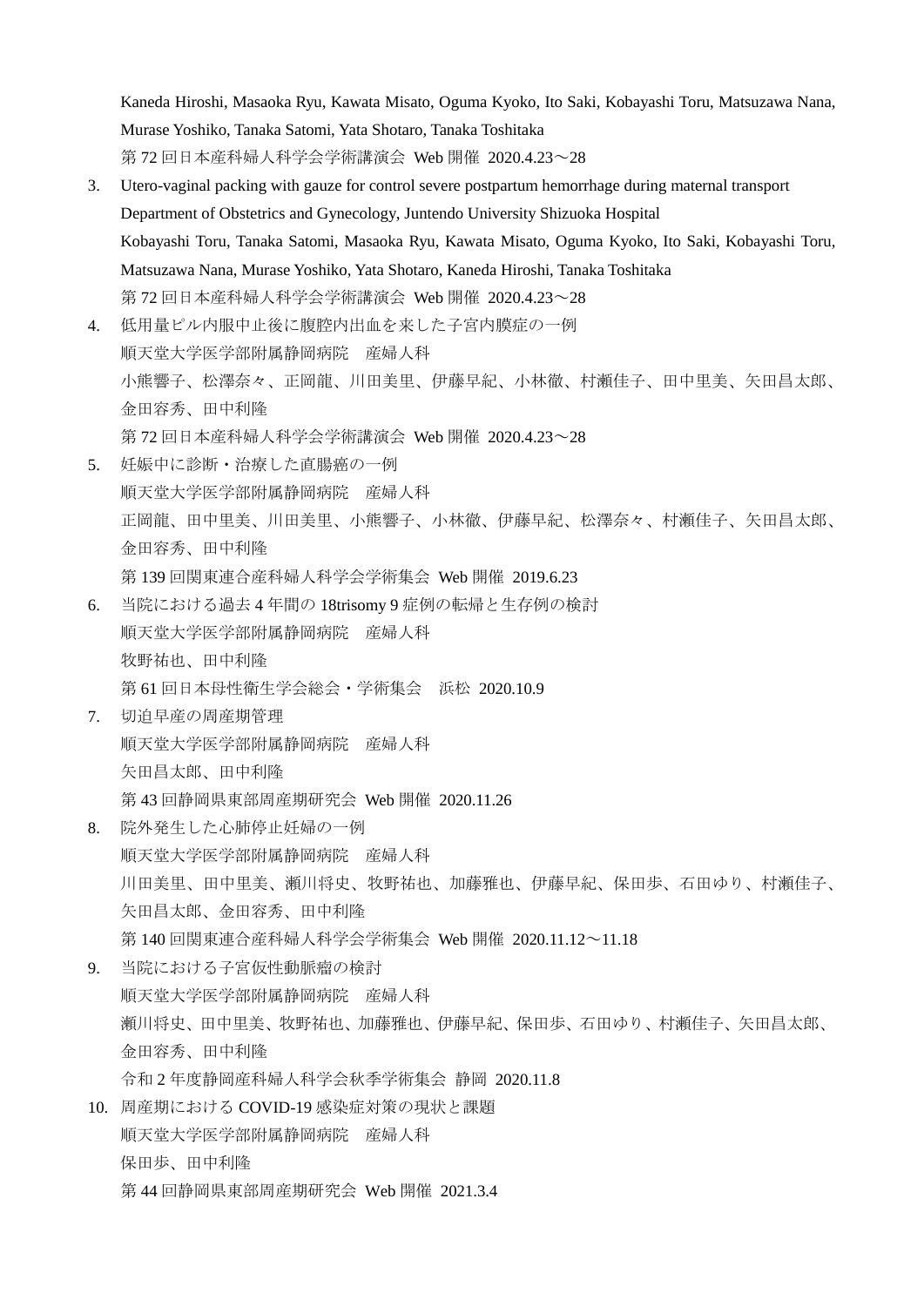Kaneda Hiroshi, Masaoka Ryu, Kawata Misato, Oguma Kyoko, Ito Saki, Kobayashi Toru, Matsuzawa Nana, Murase Yoshiko, Tanaka Satomi, Yata Shotaro, Tanaka Toshitaka

第 72 回日本産科婦人科学会学術講演会 Web 開催 2020.4.23～28

3. Utero-vaginal packing with gauze for control severe postpartum hemorrhage during maternal transport
   Department of Obstetrics and Gynecology, Juntendo University Shizuoka Hospital
   Kobayashi Toru, Tanaka Satomi, Masaoka Ryu, Kawata Misato, Oguma Kyoko, Ito Saki, Kobayashi Toru, Matsuzawa Nana, Murase Yoshiko, Yata Shotaro, Kaneda Hiroshi, Tanaka Toshitaka
   第 72 回日本産科婦人科学会学術講演会 Web 開催 2020.4.23～28

4. 低用量ピル内服中止後に腹腔内出血を来した子宮内膜症の一例
   順天堂大学医学部附属静岡病院 産婦人科
   小熊響子、松澤奈々、正岡龍、川田美里、伊藤早紀、小林徹、村瀬佳子、田中里美、矢田昌太郎、金田容秀、田中利隆
   第 72 回日本産科婦人科学会学術講演会 Web 開催 2020.4.23～28

5. 妊娠中に診断・治療した直腸癌の一例
   順天堂大学医学部附属静岡病院 産婦人科
   正岡龍、田中里美、川田美里、小熊響子、小林徹、伊藤早紀、松澤奈々、村瀬佳子、矢田昌太郎、金田容秀、田中利隆
   第 139 回関東連合産科婦人科学会学術集会 Web 開催 2019.6.23

6. 当院における過去 4 年間の 18trisomy 9 症例の転帰と生存例の検討
   順天堂大学医学部附属静岡病院 産婦人科
   牧野祐也、田中利隆
   第 61 回日本母性衛生学会総会・学術集会 浜松 2020.10.9

7. 切迫早産の周産期管理
   順天堂大学医学部附属静岡病院 産婦人科
   矢田昌太郎、田中利隆
   第 43 回静岡県東部周産期研究会 Web 開催 2020.11.26

8. 院外発生した心肺停止妊婦の一例
   順天堂大学医学部附属静岡病院 産婦人科
   川田美里、田中里美、瀬川将史、牧野祐也、加藤雅也、伊藤早紀、保田歩、石田ゆり、村瀬佳子、矢田昌太郎、金田容秀、田中利隆
   第 140 回関東連合産科婦人科学会学術集会 Web 開催 2020.11.12～11.18

9. 当院における子宮仮性動脈瘤の検討
   順天堂大学医学部附属静岡病院 産婦人科
   瀬川将史、田中里美、牧野祐也、加藤雅也、伊藤早紀、保田歩、石田ゆり、村瀬佳子、矢田昌太郎、金田容秀、田中利隆
   令和 2 年度静岡産科婦人科学会秋季学術集会 静岡 2020.11.8

10. 周産期における COVID-19 感染症対策の現状と課題
    順天堂大学医学部附属静岡病院 産婦人科
    保田歩、田中利隆
    第 44 回静岡県東部周産期研究会 Web 開催 2021.3.4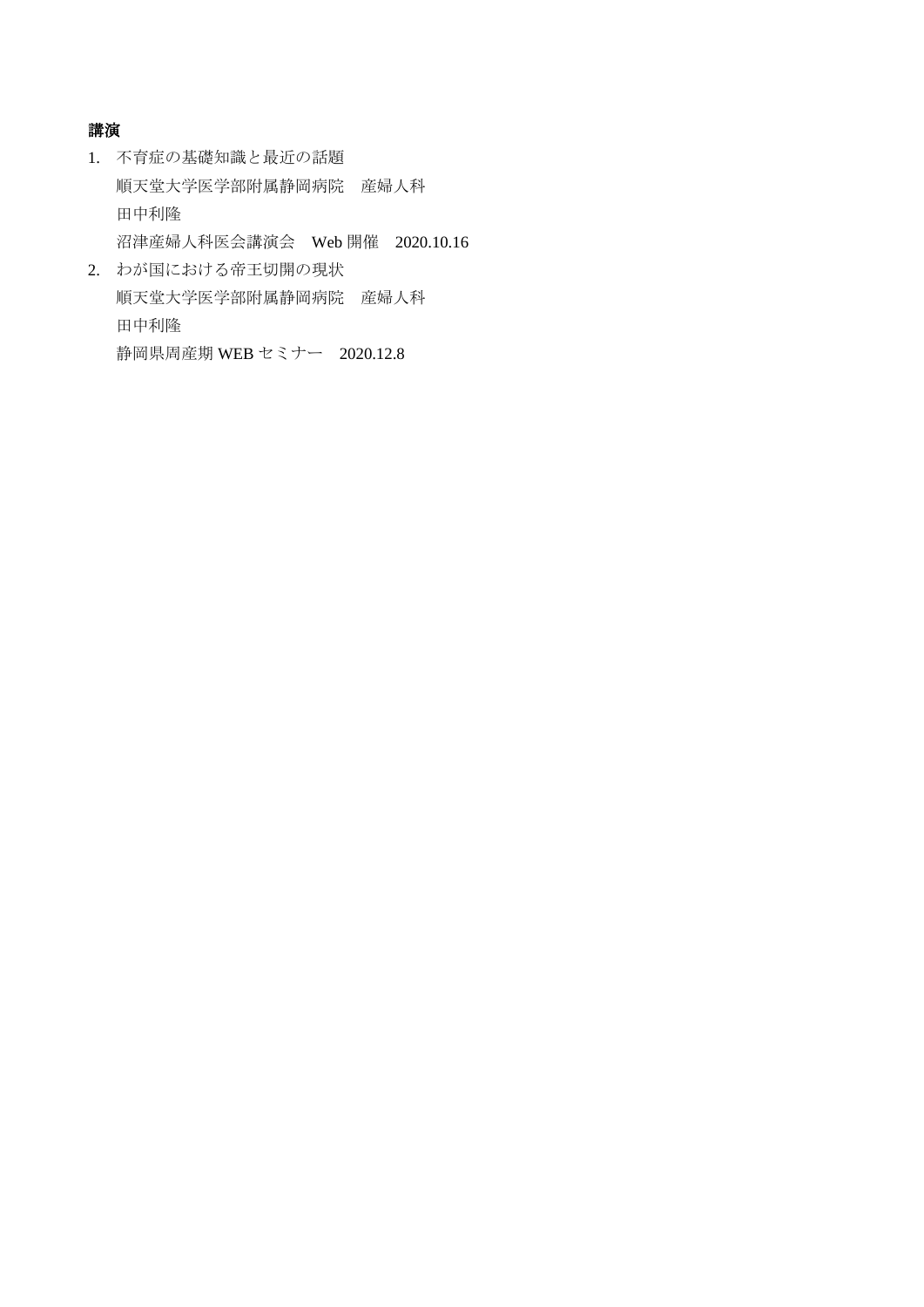**講演**

1. 不育症の基礎知識と最近の話題
   順天堂大学医学部附属静岡病院　産婦人科
   田中利隆
   沼津産婦人科医会講演会　Web 開催　2020.10.16
2. わが国における帝王切開の現状
   順天堂大学医学部附属静岡病院　産婦人科
   田中利隆
   静岡県周産期 WEB セミナー　2020.12.8